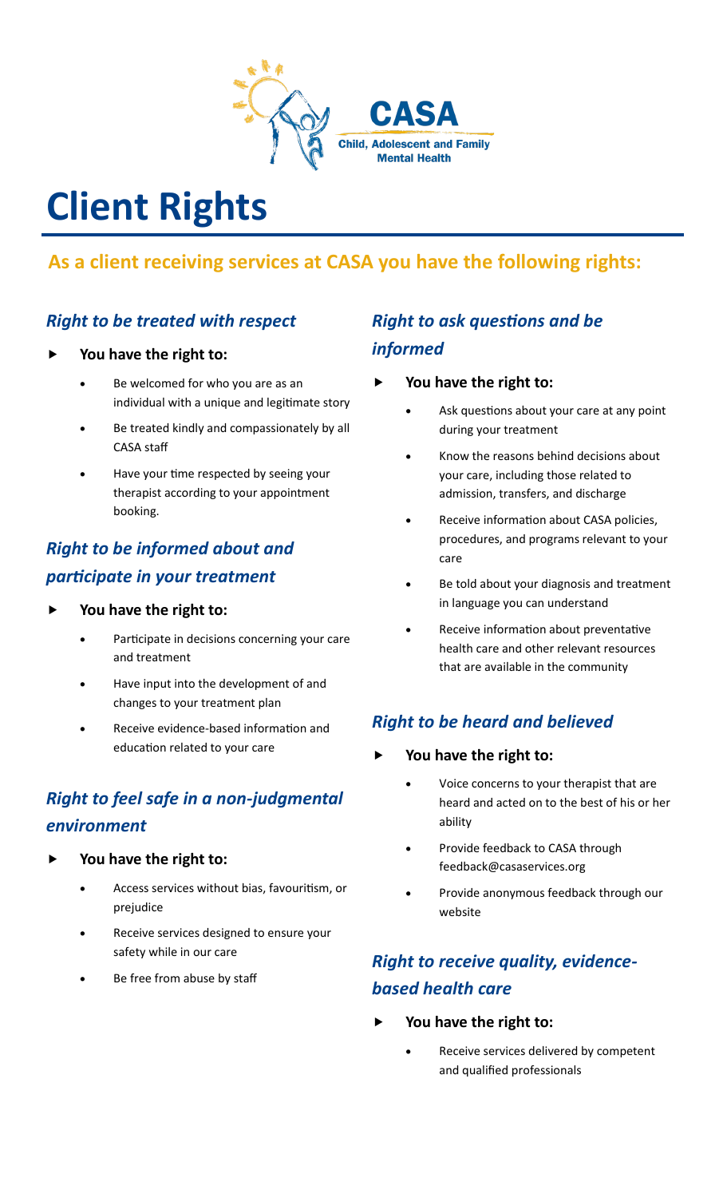CASA

Child, Adolescent and Family Mental Health

# Client Rights

## As a client receiving services at CASA you have the following rights:

### *Right to be treated with respect*

- **You have the right to:**
    - Be welcomed for who you are as an individual with a unique and legitimate story
    - Be treated kindly and compassionately by all CASA staff
    - Have your time respected by seeing your therapist according to your appointment booking.

### *Right to be informed about and participate in your treatment*

- **You have the right to:**
    - Participate in decisions concerning your care and treatment
    - Have input into the development of and changes to your treatment plan
    - Receive evidence-based information and education related to your care

### *Right to feel safe in a non-judgmental environment*

- **You have the right to:**
    - Access services without bias, favouritism, or prejudice
    - Receive services designed to ensure your safety while in our care
    - Be free from abuse by staff

### *Right to ask questions and be informed*

- **You have the right to:**
    - Ask questions about your care at any point during your treatment
    - Know the reasons behind decisions about your care, including those related to admission, transfers, and discharge
    - Receive information about CASA policies, procedures, and programs relevant to your care
    - Be told about your diagnosis and treatment in language you can understand
    - Receive information about preventative health care and other relevant resources that are available in the community

### *Right to be heard and believed*

- **You have the right to:**
    - Voice concerns to your therapist that are heard and acted on to the best of his or her ability
    - Provide feedback to CASA through feedback@casaservices.org
    - Provide anonymous feedback through our website

### *Right to receive quality, evidence-based health care*

- **You have the right to:**
    - Receive services delivered by competent and qualified professionals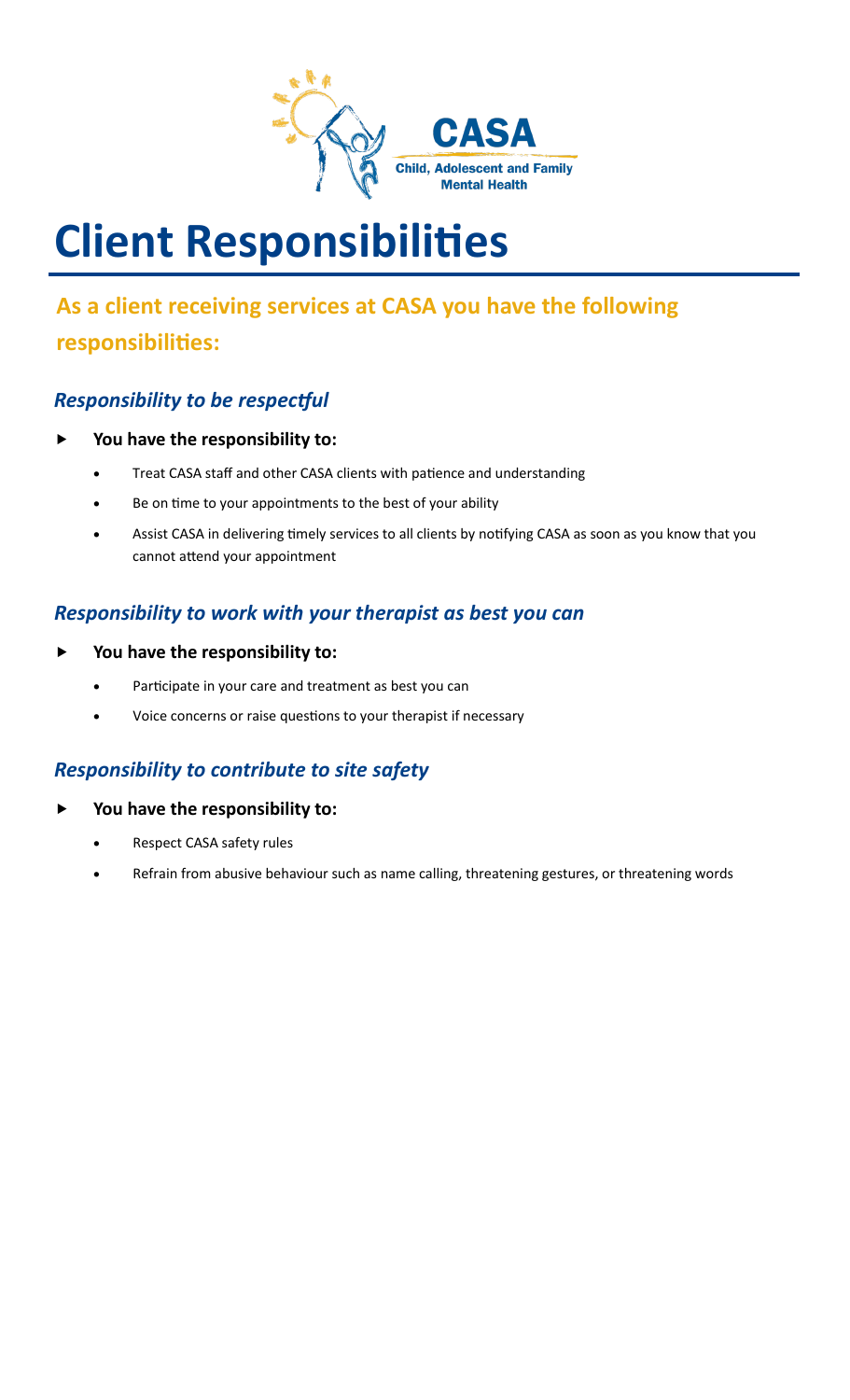CASA

Child, Adolescent and Family Mental Health

# Client Responsibilities

## As a client receiving services at CASA you have the following responsibilities:

### *Responsibility to be respectful*

- **You have the responsibility to:**
  - Treat CASA staff and other CASA clients with patience and understanding
  - Be on time to your appointments to the best of your ability
  - Assist CASA in delivering timely services to all clients by notifying CASA as soon as you know that you cannot attend your appointment

### *Responsibility to work with your therapist as best you can*

- **You have the responsibility to:**
  - Participate in your care and treatment as best you can
  - Voice concerns or raise questions to your therapist if necessary

### *Responsibility to contribute to site safety*

- **You have the responsibility to:**
  - Respect CASA safety rules
  - Refrain from abusive behaviour such as name calling, threatening gestures, or threatening words